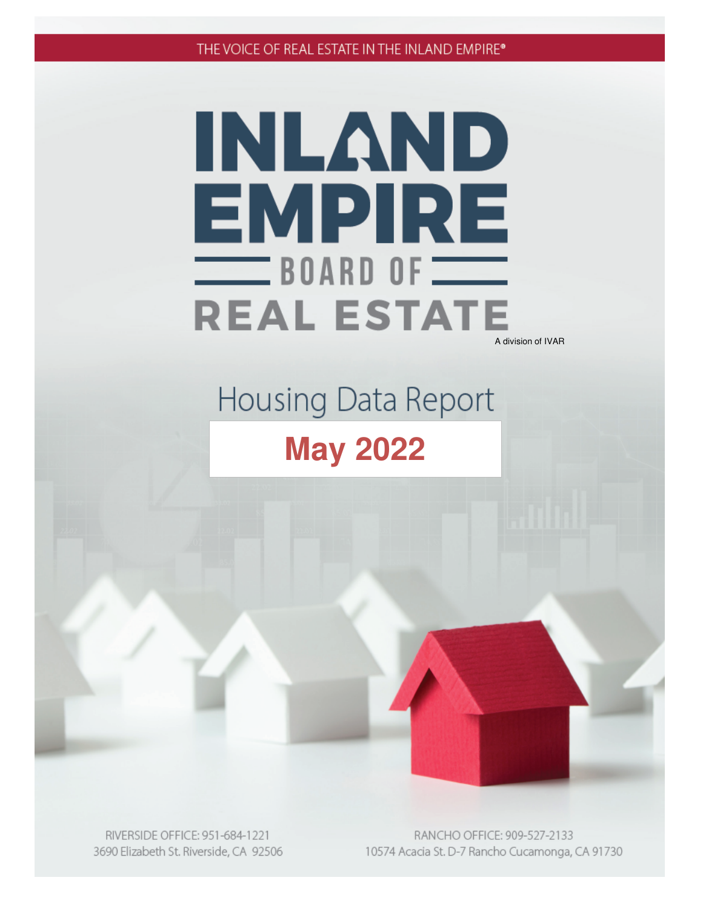THE VOICE OF REAL ESTATE IN THE INLAND EMPIRE®

# INLAND EMPIRE BOARD OF REAL ESTATE

A division of IVAR

## Housing Data Report

# May 2022

RIVERSIDE OFFICE: 951-684-1221
3690 Elizabeth St. Riverside, CA 92506

RANCHO OFFICE: 909-527-2133
10574 Acacia St. D-7 Rancho Cucamonga, CA 91730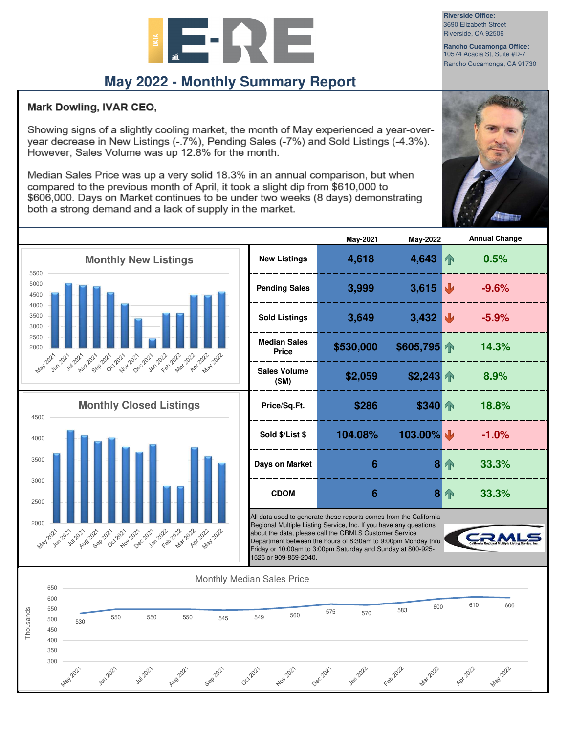**Riverside Office:**
3690 Elizabeth Street
Riverside, CA 92506

**Rancho Cucamonga Office:**
10574 Acacia St, Suite #D-7
Rancho Cucamonga, CA 91730

# May 2022 - Monthly Summary Report

## Mark Dowling, IVAR CEO,

Showing signs of a slightly cooling market, the month of May experienced a year-over-year decrease in New Listings (-.7%), Pending Sales (-7%) and Sold Listings (-4.3%). However, Sales Volume was up 12.8% for the month.

Median Sales Price was up a very solid 18.3% in an annual comparison, but when compared to the previous month of April, it took a slight dip from $610,000 to $606,000. Days on Market continues to be under two weeks (8 days) demonstrating both a strong demand and a lack of supply in the market.

| | May-2021 | May-2022 | Annual Change |
|---|---|---|---|
| New Listings | 4,618 | 4,643 | 0.5% |
| Pending Sales | 3,999 | 3,615 | -9.6% |
| Sold Listings | 3,649 | 3,432 | -5.9% |
| Median Sales Price | $530,000 | $605,795 | 14.3% |
| Sales Volume ($M) | $2,059 | $2,243 | 8.9% |
| Price/Sq.Ft. | $286 | $340 | 18.8% |
| Sold $/List $ | 104.08% | 103.00% | -1.0% |
| Days on Market | 6 | 8 | 33.3% |
| CDOM | 6 | 8 | 33.3% |

All data used to generate these reports comes from the California Regional Multiple Listing Service, Inc. If you have any questions about the data, please call the CRMLS Customer Service Department between the hours of 8:30am to 9:00pm Monday thru Friday or 10:00am to 3:00pm Saturday and Sunday at 800-925-1525 or 909-859-2040.

### Monthly New Listings

### Monthly Closed Listings

### Monthly Median Sales Price

| May 2021 | Jun 2021 | Jul 2021 | Aug 2021 | Sep 2021 | Oct 2021 | Nov 2021 | Dec 2021 | Jan 2022 | Feb 2022 | Mar 2022 | Apr 2022 | May 2022 |
|---|---|---|---|---|---|---|---|---|---|---|---|---|
| 530 | 550 | 550 | 550 | 545 | 549 | 560 | 575 | 570 | 583 | 600 | 610 | 606 |

(Thousands)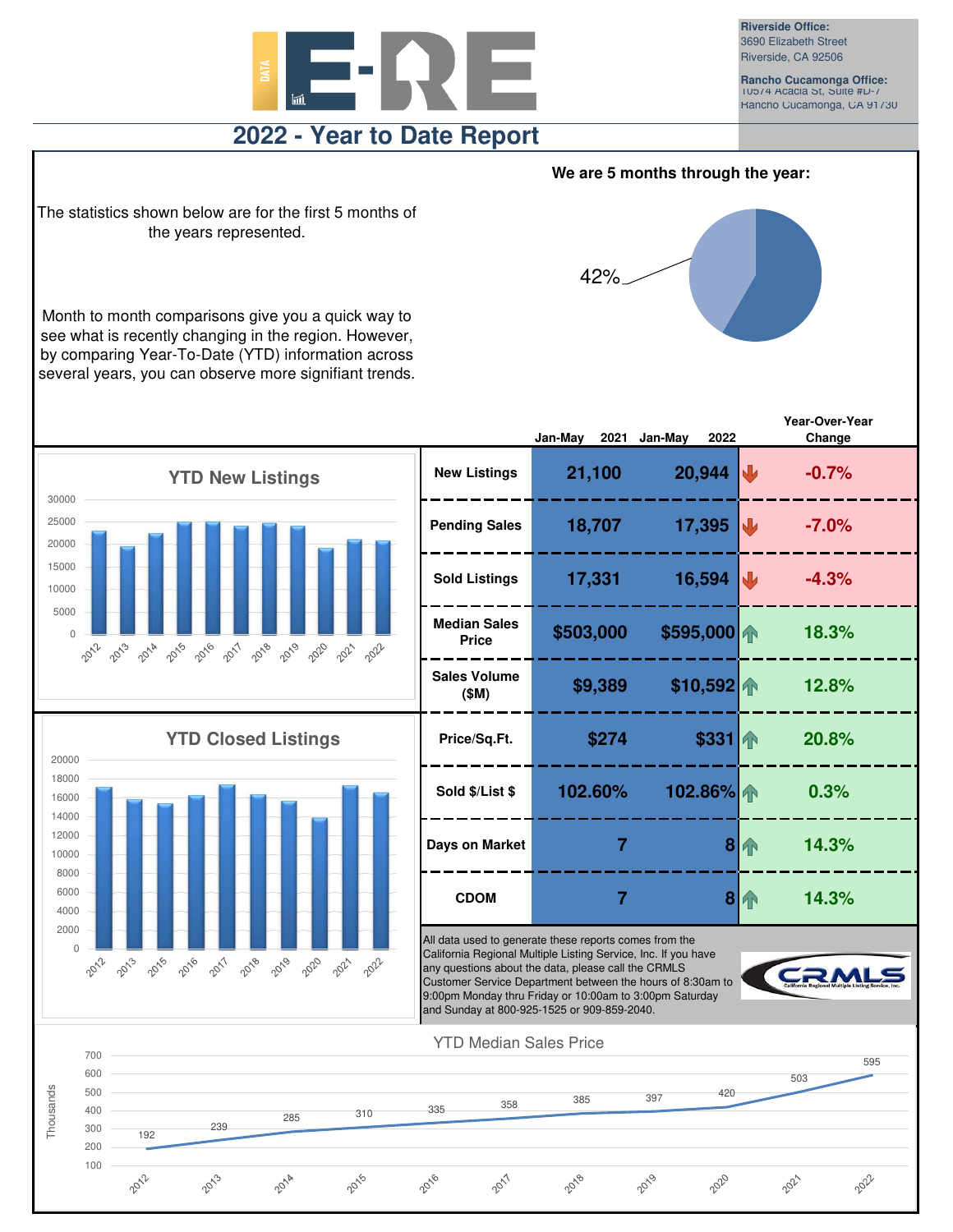**Riverside Office:**
3690 Elizabeth Street
Riverside, CA 92506

**Rancho Cucamonga Office:**
10574 Acacia St, Suite #D-7
Rancho Cucamonga, CA 91730

# 2022 - Year to Date Report

The statistics shown below are for the first 5 months of the years represented.

Month to month comparisons give you a quick way to see what is recently changing in the region. However, by comparing Year-To-Date (YTD) information across several years, you can observe more signifiant trends.

**We are 5 months through the year:**

42%

| | Jan-May 2021 | Jan-May 2022 | Year-Over-Year Change |
|---|---|---|---|
| New Listings | 21,100 | 20,944 | -0.7% |
| Pending Sales | 18,707 | 17,395 | -7.0% |
| Sold Listings | 17,331 | 16,594 | -4.3% |
| Median Sales Price | $503,000 | $595,000 | 18.3% |
| Sales Volume ($M) | $9,389 | $10,592 | 12.8% |
| Price/Sq.Ft. | $274 | $331 | 20.8% |
| Sold $/List $ | 102.60% | 102.86% | 0.3% |
| Days on Market | 7 | 8 | 14.3% |
| CDOM | 7 | 8 | 14.3% |

**YTD New Listings**

**YTD Closed Listings**

All data used to generate these reports comes from the California Regional Multiple Listing Service, Inc. If you have any questions about the data, please call the CRMLS Customer Service Department between the hours of 8:30am to 9:00pm Monday thru Friday or 10:00am to 3:00pm Saturday and Sunday at 800-925-1525 or 909-859-2040.

**YTD Median Sales Price** (Thousands)

| 2012 | 2013 | 2014 | 2015 | 2016 | 2017 | 2018 | 2019 | 2020 | 2021 | 2022 |
|---|---|---|---|---|---|---|---|---|---|---|
| 192 | 239 | 285 | 310 | 335 | 358 | 385 | 397 | 420 | 503 | 595 |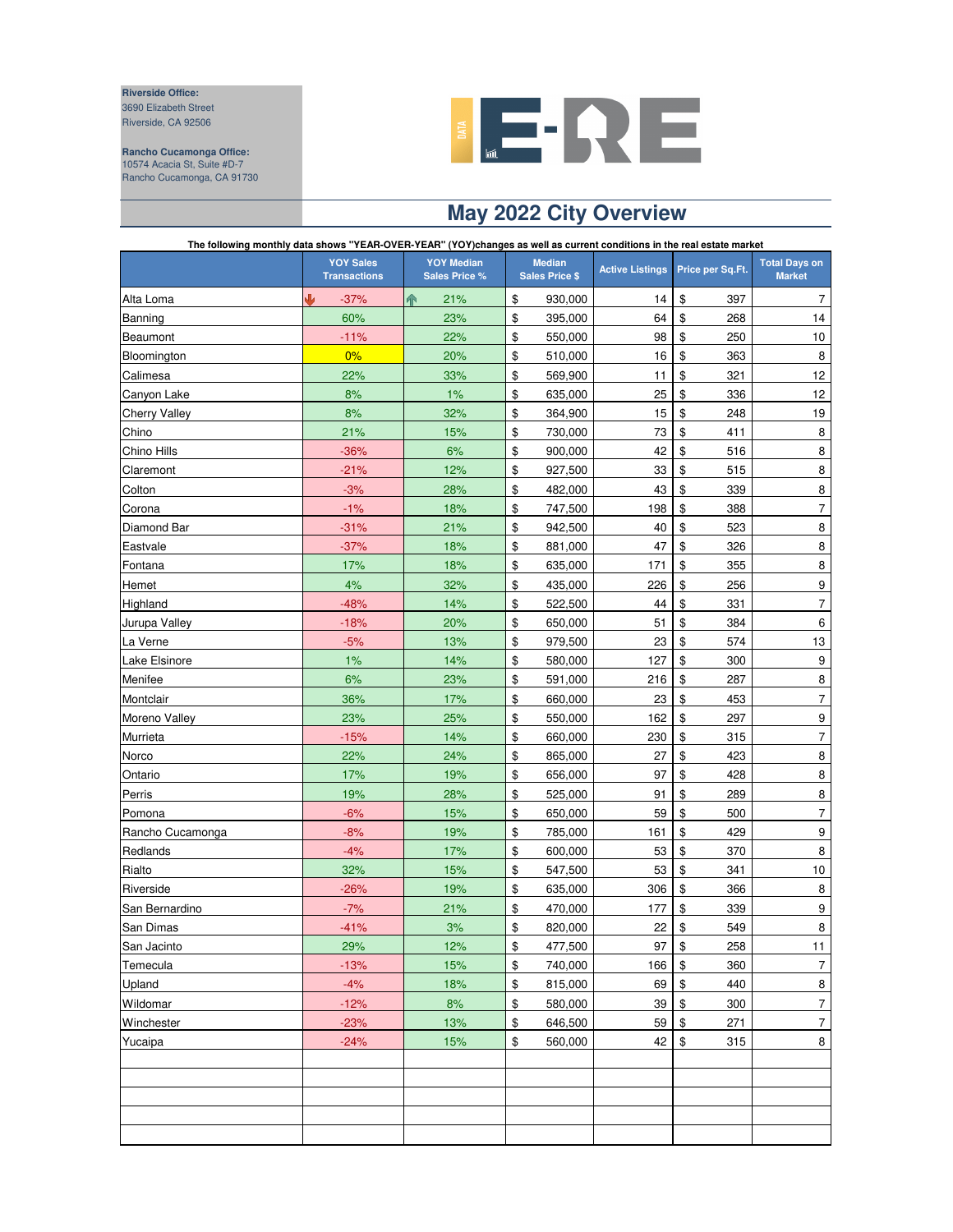**Riverside Office:**
3690 Elizabeth Street
Riverside, CA 92506

**Rancho Cucamonga Office:**
10574 Acacia St, Suite #D-7
Rancho Cucamonga, CA 91730

# May 2022 City Overview

**The following monthly data shows "YEAR-OVER-YEAR" (YOY)changes as well as current conditions in the real estate market**

| | YOY Sales Transactions | YOY Median Sales Price % | Median Sales Price $ | Active Listings | Price per Sq.Ft. | Total Days on Market |
|---|---|---|---|---|---|---|
| Alta Loma | -37% | 21% | $ 930,000 | 14 | $ 397 | 7 |
| Banning | 60% | 23% | $ 395,000 | 64 | $ 268 | 14 |
| Beaumont | -11% | 22% | $ 550,000 | 98 | $ 250 | 10 |
| Bloomington | 0% | 20% | $ 510,000 | 16 | $ 363 | 8 |
| Calimesa | 22% | 33% | $ 569,900 | 11 | $ 321 | 12 |
| Canyon Lake | 8% | 1% | $ 635,000 | 25 | $ 336 | 12 |
| Cherry Valley | 8% | 32% | $ 364,900 | 15 | $ 248 | 19 |
| Chino | 21% | 15% | $ 730,000 | 73 | $ 411 | 8 |
| Chino Hills | -36% | 6% | $ 900,000 | 42 | $ 516 | 8 |
| Claremont | -21% | 12% | $ 927,500 | 33 | $ 515 | 8 |
| Colton | -3% | 28% | $ 482,000 | 43 | $ 339 | 8 |
| Corona | -1% | 18% | $ 747,500 | 198 | $ 388 | 7 |
| Diamond Bar | -31% | 21% | $ 942,500 | 40 | $ 523 | 8 |
| Eastvale | -37% | 18% | $ 881,000 | 47 | $ 326 | 8 |
| Fontana | 17% | 18% | $ 635,000 | 171 | $ 355 | 8 |
| Hemet | 4% | 32% | $ 435,000 | 226 | $ 256 | 9 |
| Highland | -48% | 14% | $ 522,500 | 44 | $ 331 | 7 |
| Jurupa Valley | -18% | 20% | $ 650,000 | 51 | $ 384 | 6 |
| La Verne | -5% | 13% | $ 979,500 | 23 | $ 574 | 13 |
| Lake Elsinore | 1% | 14% | $ 580,000 | 127 | $ 300 | 9 |
| Menifee | 6% | 23% | $ 591,000 | 216 | $ 287 | 8 |
| Montclair | 36% | 17% | $ 660,000 | 23 | $ 453 | 7 |
| Moreno Valley | 23% | 25% | $ 550,000 | 162 | $ 297 | 9 |
| Murrieta | -15% | 14% | $ 660,000 | 230 | $ 315 | 7 |
| Norco | 22% | 24% | $ 865,000 | 27 | $ 423 | 8 |
| Ontario | 17% | 19% | $ 656,000 | 97 | $ 428 | 8 |
| Perris | 19% | 28% | $ 525,000 | 91 | $ 289 | 8 |
| Pomona | -6% | 15% | $ 650,000 | 59 | $ 500 | 7 |
| Rancho Cucamonga | -8% | 19% | $ 785,000 | 161 | $ 429 | 9 |
| Redlands | -4% | 17% | $ 600,000 | 53 | $ 370 | 8 |
| Rialto | 32% | 15% | $ 547,500 | 53 | $ 341 | 10 |
| Riverside | -26% | 19% | $ 635,000 | 306 | $ 366 | 8 |
| San Bernardino | -7% | 21% | $ 470,000 | 177 | $ 339 | 9 |
| San Dimas | -41% | 3% | $ 820,000 | 22 | $ 549 | 8 |
| San Jacinto | 29% | 12% | $ 477,500 | 97 | $ 258 | 11 |
| Temecula | -13% | 15% | $ 740,000 | 166 | $ 360 | 7 |
| Upland | -4% | 18% | $ 815,000 | 69 | $ 440 | 8 |
| Wildomar | -12% | 8% | $ 580,000 | 39 | $ 300 | 7 |
| Winchester | -23% | 13% | $ 646,500 | 59 | $ 271 | 7 |
| Yucaipa | -24% | 15% | $ 560,000 | 42 | $ 315 | 8 |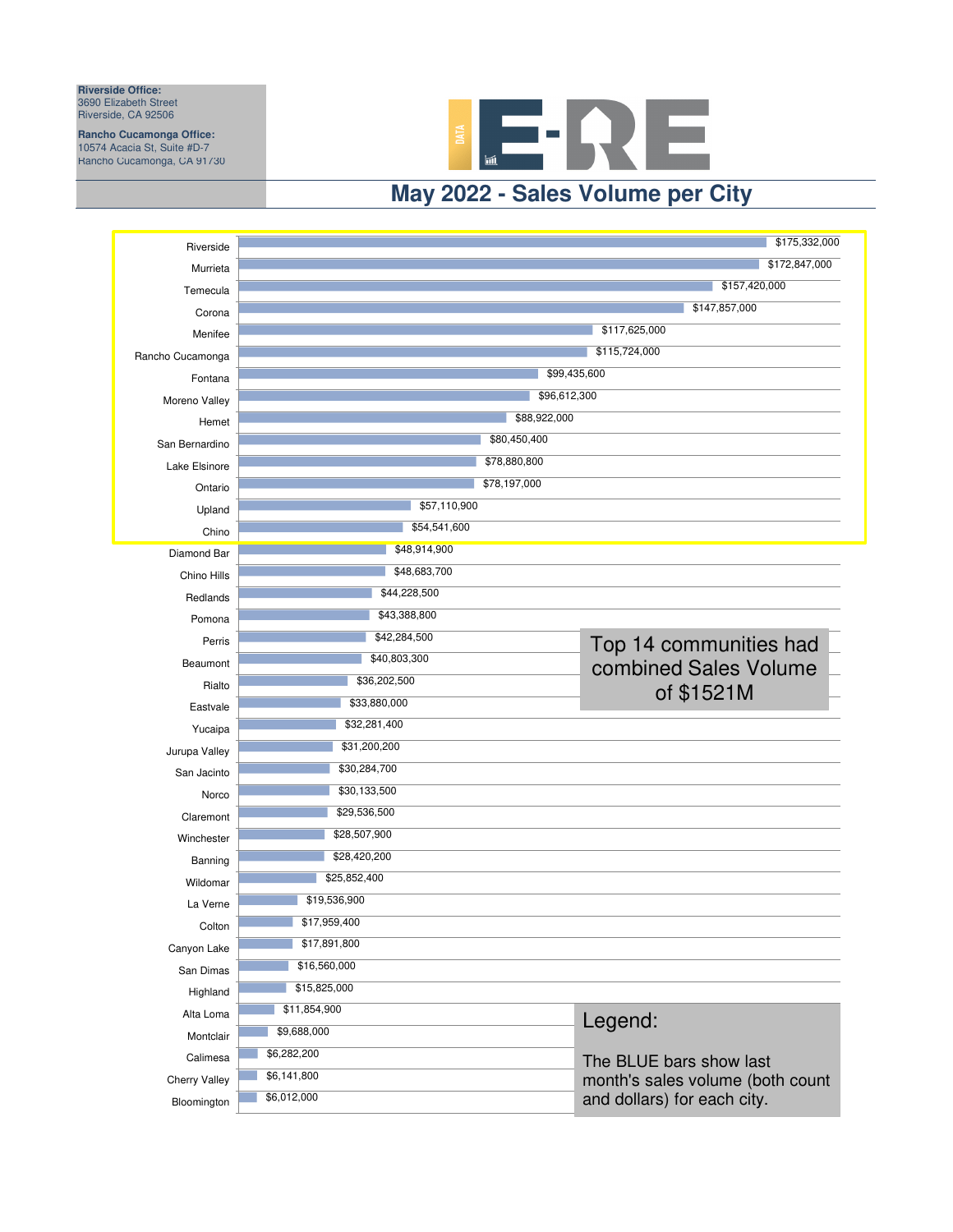**Riverside Office:**
3690 Elizabeth Street
Riverside, CA 92506

**Rancho Cucamonga Office:**
10574 Acacia St, Suite #D-7
Rancho Cucamonga, CA 91730

# May 2022 - Sales Volume per City

| City | Sales Volume |
|---|---|
| Riverside | $175,332,000 |
| Murrieta | $172,847,000 |
| Temecula | $157,420,000 |
| Corona | $147,857,000 |
| Menifee | $117,625,000 |
| Rancho Cucamonga | $115,724,000 |
| Fontana | $99,435,600 |
| Moreno Valley | $96,612,300 |
| Hemet | $88,922,000 |
| San Bernardino | $80,450,400 |
| Lake Elsinore | $78,880,800 |
| Ontario | $78,197,000 |
| Upland | $57,110,900 |
| Chino | $54,541,600 |
| Diamond Bar | $48,914,900 |
| Chino Hills | $48,683,700 |
| Redlands | $44,228,500 |
| Pomona | $43,388,800 |
| Perris | $42,284,500 |
| Beaumont | $40,803,300 |
| Rialto | $36,202,500 |
| Eastvale | $33,880,000 |
| Yucaipa | $32,281,400 |
| Jurupa Valley | $31,200,200 |
| San Jacinto | $30,284,700 |
| Norco | $30,133,500 |
| Claremont | $29,536,500 |
| Winchester | $28,507,900 |
| Banning | $28,420,200 |
| Wildomar | $25,852,400 |
| La Verne | $19,536,900 |
| Colton | $17,959,400 |
| Canyon Lake | $17,891,800 |
| San Dimas | $16,560,000 |
| Highland | $15,825,000 |
| Alta Loma | $11,854,900 |
| Montclair | $9,688,000 |
| Calimesa | $6,282,200 |
| Cherry Valley | $6,141,800 |
| Bloomington | $6,012,000 |

Top 14 communities had combined Sales Volume of $1521M

Legend:

The BLUE bars show last month's sales volume (both count and dollars) for each city.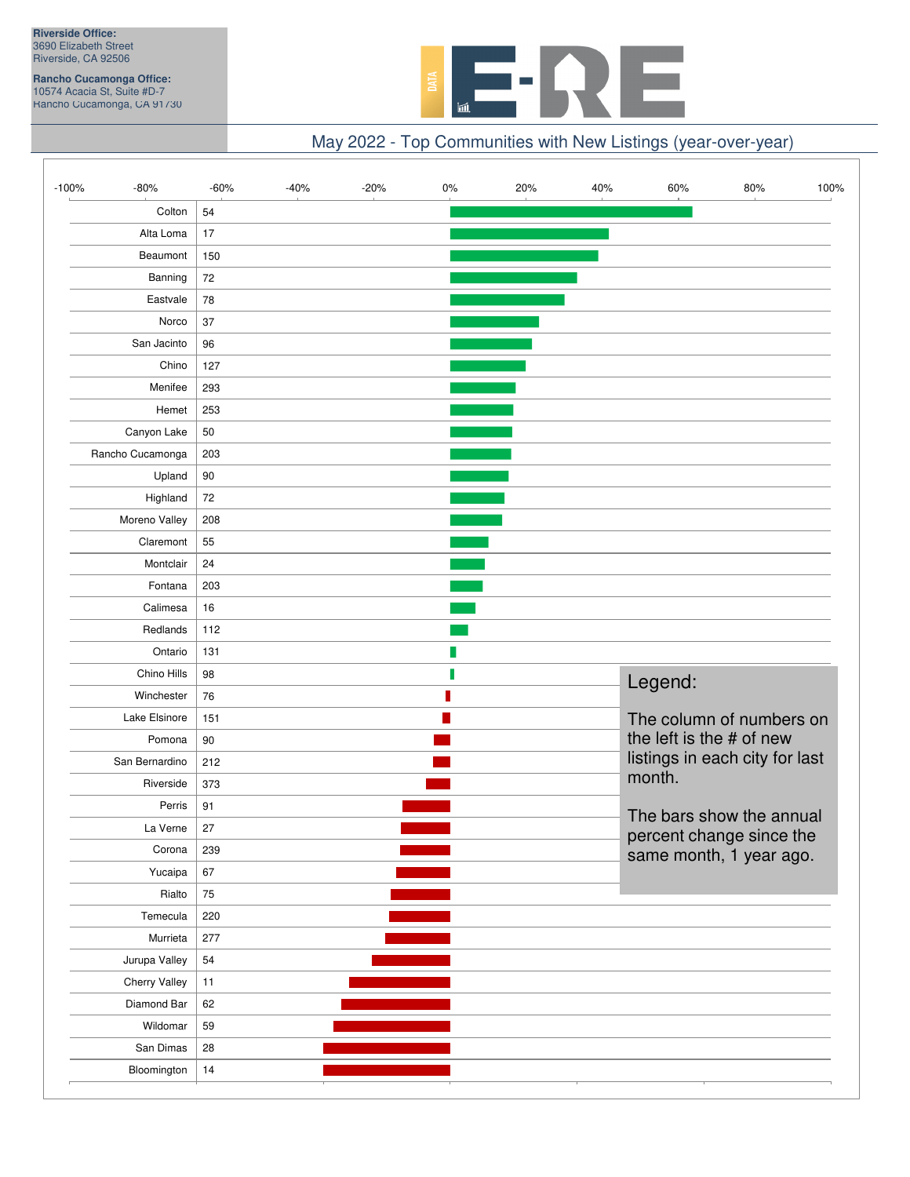**Riverside Office:**
3690 Elizabeth Street
Riverside, CA 92506

**Rancho Cucamonga Office:**
10574 Acacia St, Suite #D-7
Rancho Cucamonga, CA 91730

## May 2022 - Top Communities with New Listings (year-over-year)

| Community | # of New Listings |
|---|---|
| Colton | 54 |
| Alta Loma | 17 |
| Beaumont | 150 |
| Banning | 72 |
| Eastvale | 78 |
| Norco | 37 |
| San Jacinto | 96 |
| Chino | 127 |
| Menifee | 293 |
| Hemet | 253 |
| Canyon Lake | 50 |
| Rancho Cucamonga | 203 |
| Upland | 90 |
| Highland | 72 |
| Moreno Valley | 208 |
| Claremont | 55 |
| Montclair | 24 |
| Fontana | 203 |
| Calimesa | 16 |
| Redlands | 112 |
| Ontario | 131 |
| Chino Hills | 98 |
| Winchester | 76 |
| Lake Elsinore | 151 |
| Pomona | 90 |
| San Bernardino | 212 |
| Riverside | 373 |
| Perris | 91 |
| La Verne | 27 |
| Corona | 239 |
| Yucaipa | 67 |
| Rialto | 75 |
| Temecula | 220 |
| Murrieta | 277 |
| Jurupa Valley | 54 |
| Cherry Valley | 11 |
| Diamond Bar | 62 |
| Wildomar | 59 |
| San Dimas | 28 |
| Bloomington | 14 |

Legend:

The column of numbers on the left is the # of new listings in each city for last month.

The bars show the annual percent change since the same month, 1 year ago.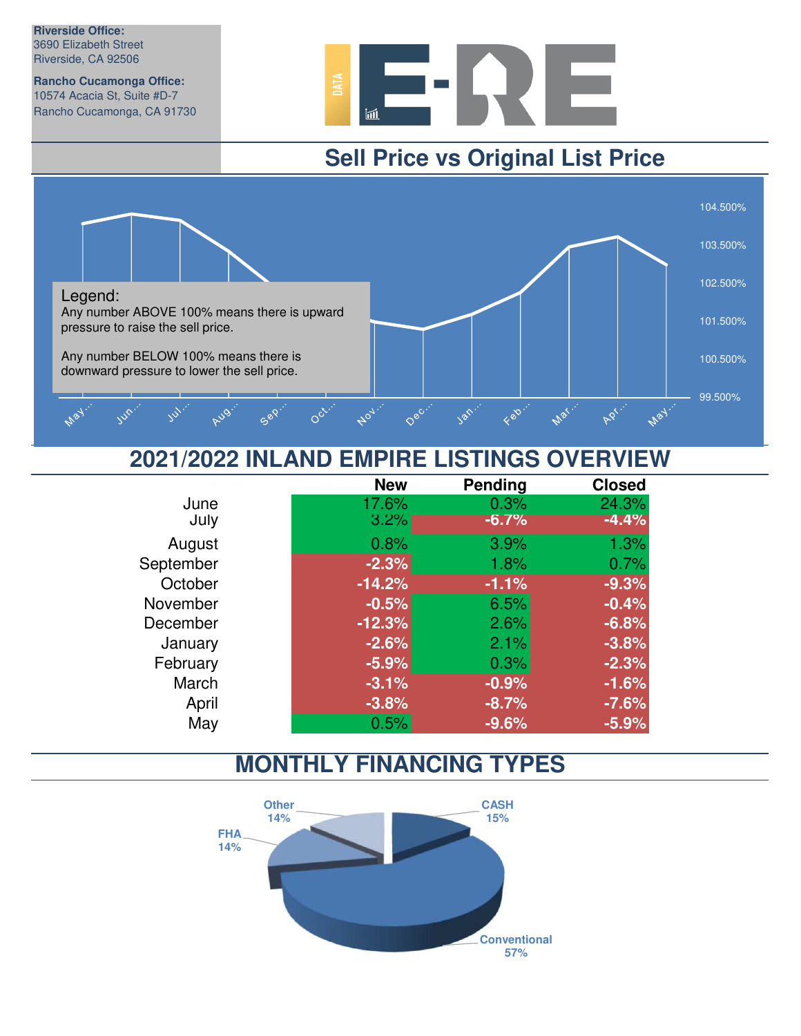**Riverside Office:**
3690 Elizabeth Street
Riverside, CA 92506

**Rancho Cucamonga Office:**
10574 Acacia St, Suite #D-7
Rancho Cucamonga, CA 91730

DATA E-RE

## Sell Price vs Original List Price

104.500%
103.500%
102.500%
101.500%
100.500%
99.500%

May... Jun... Jul... Aug... Sep... Oct... Nov... Dec... Jan... Feb... Mar... Apr... May...

Legend:
Any number ABOVE 100% means there is upward pressure to raise the sell price.

Any number BELOW 100% means there is downward pressure to lower the sell price.

## 2021/2022 INLAND EMPIRE LISTINGS OVERVIEW

| | New | Pending | Closed |
|---|---|---|---|
| June | 17.6% | 0.3% | 24.3% |
| July | 3.2% | -6.7% | -4.4% |
| August | 0.8% | 3.9% | 1.3% |
| September | -2.3% | 1.8% | 0.7% |
| October | -14.2% | -1.1% | -9.3% |
| November | -0.5% | 6.5% | -0.4% |
| December | -12.3% | 2.6% | -6.8% |
| January | -2.6% | 2.1% | -3.8% |
| February | -5.9% | 0.3% | -2.3% |
| March | -3.1% | -0.9% | -1.6% |
| April | -3.8% | -8.7% | -7.6% |
| May | 0.5% | -9.6% | -5.9% |

## MONTHLY FINANCING TYPES

CASH 15%
Conventional 57%
FHA 14%
Other 14%